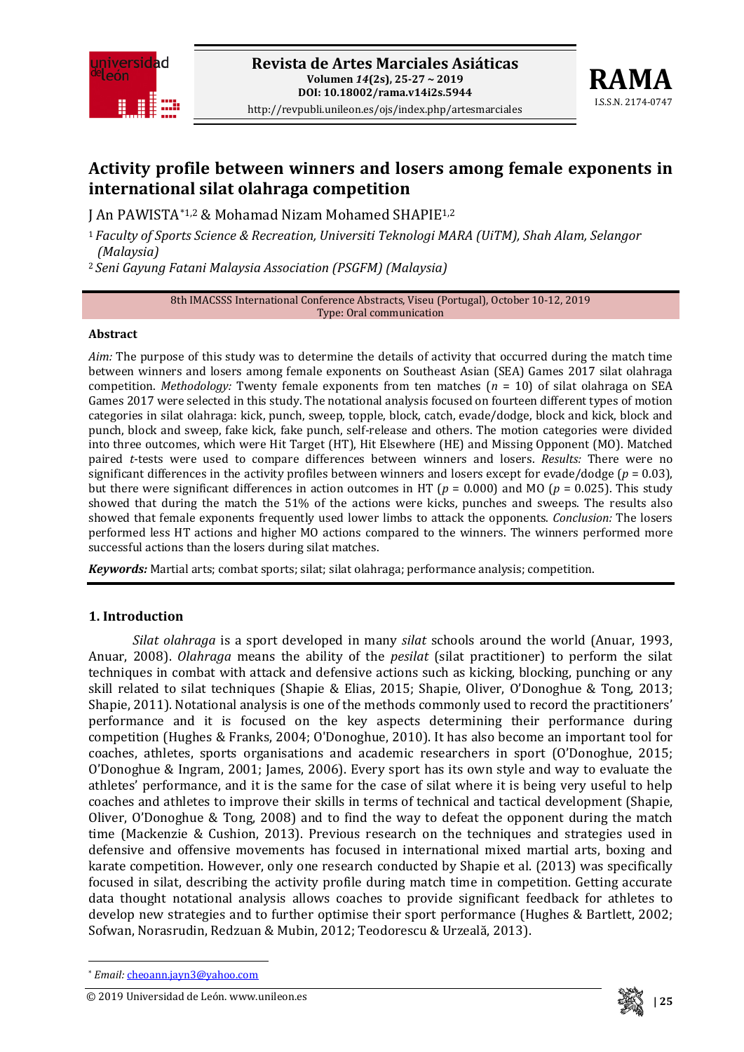# Activity profile between winners and losers among female exponents in international silat olahraga competition

J An PAWISTA*[1,2] & Mohamad Nizam Mohamed SHAPIE[1,2]

[1] *Faculty of Sports Science & Recreation, Universiti Teknologi MARA (UiTM), Shah Alam, Selangor (Malaysia)*

[2] *Seni Gayung Fatani Malaysia Association (PSGFM) (Malaysia)*

8th IMACSSS International Conference Abstracts, Viseu (Portugal), October 10-12, 2019
Type: Oral communication

## Abstract

*Aim:* The purpose of this study was to determine the details of activity that occurred during the match time between winners and losers among female exponents on Southeast Asian (SEA) Games 2017 silat olahraga competition. *Methodology:* Twenty female exponents from ten matches ($n$ = 10) of silat olahraga on SEA Games 2017 were selected in this study. The notational analysis focused on fourteen different types of motion categories in silat olahraga: kick, punch, sweep, topple, block, catch, evade/dodge, block and kick, block and punch, block and sweep, fake kick, fake punch, self-release and others. The motion categories were divided into three outcomes, which were Hit Target (HT), Hit Elsewhere (HE) and Missing Opponent (MO). Matched paired $t$-tests were used to compare differences between winners and losers. *Results:* There were no significant differences in the activity profiles between winners and losers except for evade/dodge ($p$ = 0.03), but there were significant differences in action outcomes in HT ($p$ = 0.000) and MO ($p$ = 0.025). This study showed that during the match the 51% of the actions were kicks, punches and sweeps. The results also showed that female exponents frequently used lower limbs to attack the opponents. *Conclusion:* The losers performed less HT actions and higher MO actions compared to the winners. The winners performed more successful actions than the losers during silat matches.

***Keywords:*** Martial arts; combat sports; silat; silat olahraga; performance analysis; competition.

## 1. Introduction

*Silat olahraga* is a sport developed in many *silat* schools around the world (Anuar, 1993, Anuar, 2008). *Olahraga* means the ability of the *pesilat* (silat practitioner) to perform the silat techniques in combat with attack and defensive actions such as kicking, blocking, punching or any skill related to silat techniques (Shapie & Elias, 2015; Shapie, Oliver, O'Donoghue & Tong, 2013; Shapie, 2011). Notational analysis is one of the methods commonly used to record the practitioners' performance and it is focused on the key aspects determining their performance during competition (Hughes & Franks, 2004; O'Donoghue, 2010). It has also become an important tool for coaches, athletes, sports organisations and academic researchers in sport (O'Donoghue, 2015; O'Donoghue & Ingram, 2001; James, 2006). Every sport has its own style and way to evaluate the athletes' performance, and it is the same for the case of silat where it is being very useful to help coaches and athletes to improve their skills in terms of technical and tactical development (Shapie, Oliver, O'Donoghue & Tong, 2008) and to find the way to defeat the opponent during the match time (Mackenzie & Cushion, 2013). Previous research on the techniques and strategies used in defensive and offensive movements has focused in international mixed martial arts, boxing and karate competition. However, only one research conducted by Shapie et al. (2013) was specifically focused in silat, describing the activity profile during match time in competition. Getting accurate data thought notational analysis allows coaches to provide significant feedback for athletes to develop new strategies and to further optimise their sport performance (Hughes & Bartlett, 2002; Sofwan, Norasrudin, Redzuan & Mubin, 2012; Teodorescu & Urzeală, 2013).

* Email: cheoann.jayn3@yahoo.com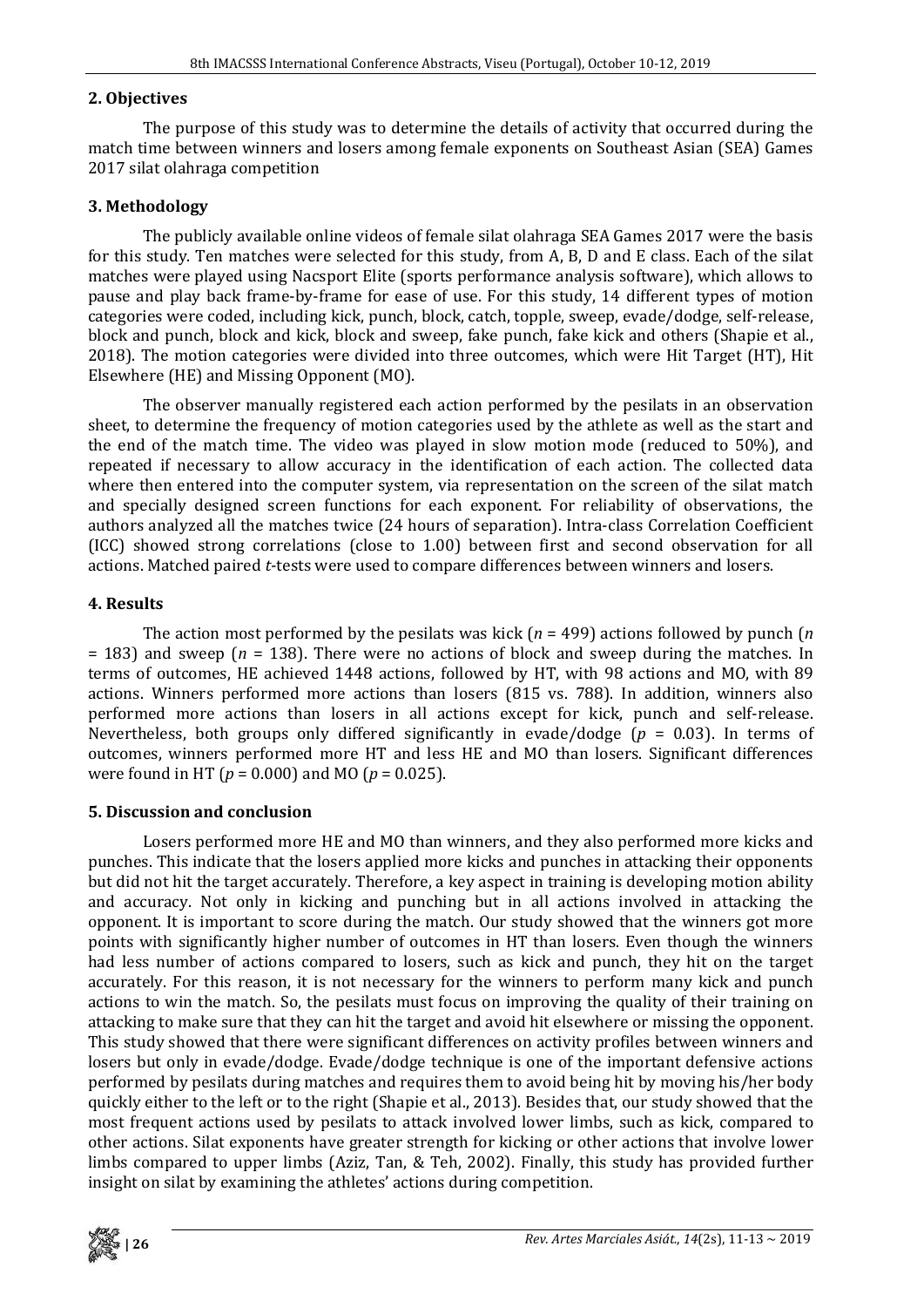## 2. Objectives

The purpose of this study was to determine the details of activity that occurred during the match time between winners and losers among female exponents on Southeast Asian (SEA) Games 2017 silat olahraga competition

## 3. Methodology

The publicly available online videos of female silat olahraga SEA Games 2017 were the basis for this study. Ten matches were selected for this study, from A, B, D and E class. Each of the silat matches were played using Nacsport Elite (sports performance analysis software), which allows to pause and play back frame-by-frame for ease of use. For this study, 14 different types of motion categories were coded, including kick, punch, block, catch, topple, sweep, evade/dodge, self-release, block and punch, block and kick, block and sweep, fake punch, fake kick and others (Shapie et al., 2018). The motion categories were divided into three outcomes, which were Hit Target (HT), Hit Elsewhere (HE) and Missing Opponent (MO).

The observer manually registered each action performed by the pesilats in an observation sheet, to determine the frequency of motion categories used by the athlete as well as the start and the end of the match time. The video was played in slow motion mode (reduced to 50%), and repeated if necessary to allow accuracy in the identification of each action. The collected data where then entered into the computer system, via representation on the screen of the silat match and specially designed screen functions for each exponent. For reliability of observations, the authors analyzed all the matches twice (24 hours of separation). Intra-class Correlation Coefficient (ICC) showed strong correlations (close to 1.00) between first and second observation for all actions. Matched paired *t*-tests were used to compare differences between winners and losers.

## 4. Results

The action most performed by the pesilats was kick ($n$ = 499) actions followed by punch ($n$ = 183) and sweep ($n$ = 138). There were no actions of block and sweep during the matches. In terms of outcomes, HE achieved 1448 actions, followed by HT, with 98 actions and MO, with 89 actions. Winners performed more actions than losers (815 vs. 788). In addition, winners also performed more actions than losers in all actions except for kick, punch and self-release. Nevertheless, both groups only differed significantly in evade/dodge ($p$ = 0.03). In terms of outcomes, winners performed more HT and less HE and MO than losers. Significant differences were found in HT ($p$ = 0.000) and MO ($p$ = 0.025).

## 5. Discussion and conclusion

Losers performed more HE and MO than winners, and they also performed more kicks and punches. This indicate that the losers applied more kicks and punches in attacking their opponents but did not hit the target accurately. Therefore, a key aspect in training is developing motion ability and accuracy. Not only in kicking and punching but in all actions involved in attacking the opponent. It is important to score during the match. Our study showed that the winners got more points with significantly higher number of outcomes in HT than losers. Even though the winners had less number of actions compared to losers, such as kick and punch, they hit on the target accurately. For this reason, it is not necessary for the winners to perform many kick and punch actions to win the match. So, the pesilats must focus on improving the quality of their training on attacking to make sure that they can hit the target and avoid hit elsewhere or missing the opponent. This study showed that there were significant differences on activity profiles between winners and losers but only in evade/dodge. Evade/dodge technique is one of the important defensive actions performed by pesilats during matches and requires them to avoid being hit by moving his/her body quickly either to the left or to the right (Shapie et al., 2013). Besides that, our study showed that the most frequent actions used by pesilats to attack involved lower limbs, such as kick, compared to other actions. Silat exponents have greater strength for kicking or other actions that involve lower limbs compared to upper limbs (Aziz, Tan, & Teh, 2002). Finally, this study has provided further insight on silat by examining the athletes' actions during competition.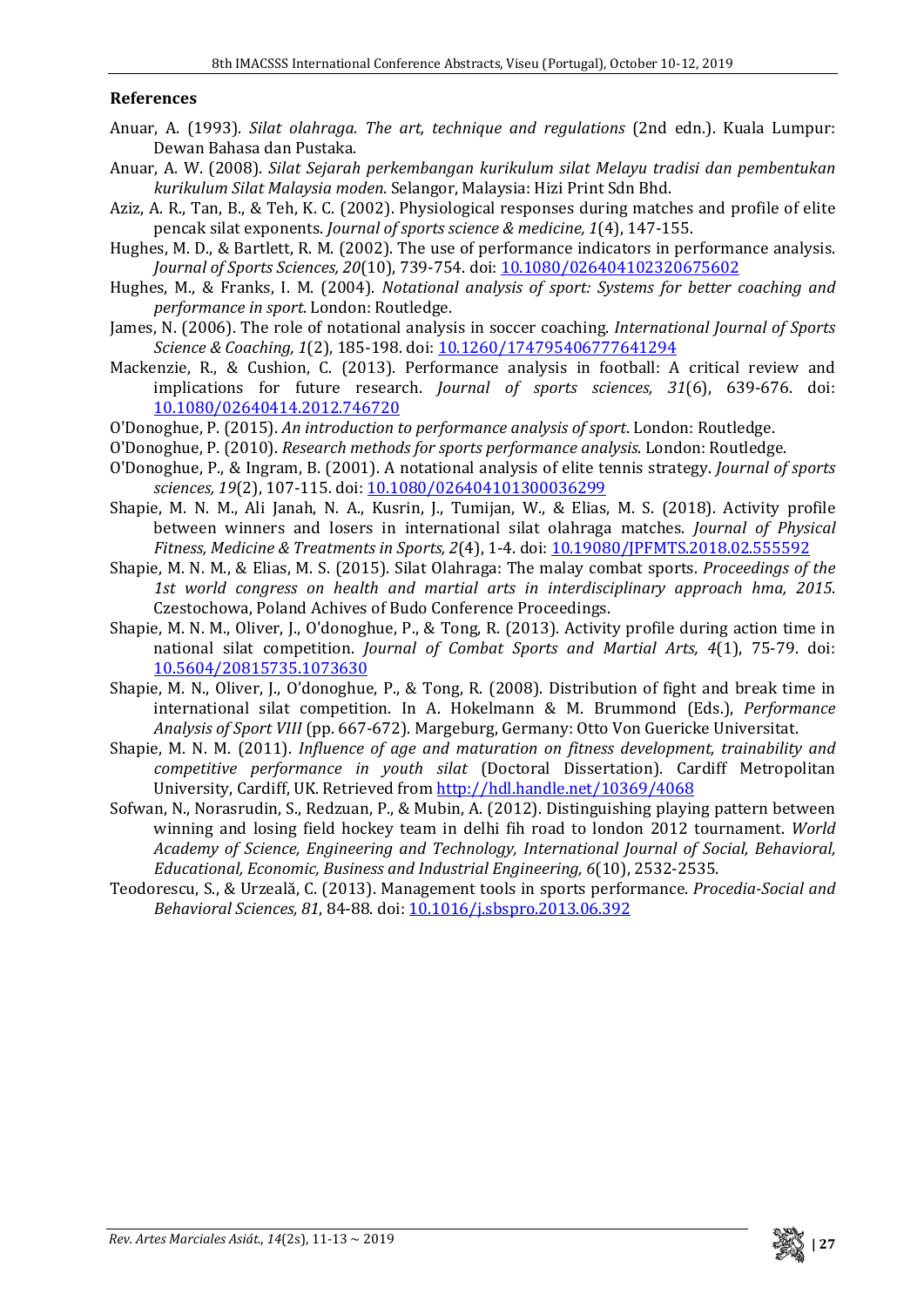### References

Anuar, A. (1993). *Silat olahraga. The art, technique and regulations* (2nd edn.). Kuala Lumpur: Dewan Bahasa dan Pustaka.

Anuar, A. W. (2008). *Silat Sejarah perkembangan kurikulum silat Melayu tradisi dan pembentukan kurikulum Silat Malaysia moden*. Selangor, Malaysia: Hizi Print Sdn Bhd.

Aziz, A. R., Tan, B., & Teh, K. C. (2002). Physiological responses during matches and profile of elite pencak silat exponents. *Journal of sports science & medicine, 1*(4), 147-155.

Hughes, M. D., & Bartlett, R. M. (2002). The use of performance indicators in performance analysis. *Journal of Sports Sciences, 20*(10), 739-754. doi: 10.1080/026404102320675602

Hughes, M., & Franks, I. M. (2004). *Notational analysis of sport: Systems for better coaching and performance in sport*. London: Routledge.

James, N. (2006). The role of notational analysis in soccer coaching. *International Journal of Sports Science & Coaching, 1*(2), 185-198. doi: 10.1260/174795406777641294

Mackenzie, R., & Cushion, C. (2013). Performance analysis in football: A critical review and implications for future research. *Journal of sports sciences, 31*(6), 639-676. doi: 10.1080/02640414.2012.746720

O'Donoghue, P. (2015). *An introduction to performance analysis of sport*. London: Routledge.

O'Donoghue, P. (2010). *Research methods for sports performance analysis*. London: Routledge.

O'Donoghue, P., & Ingram, B. (2001). A notational analysis of elite tennis strategy. *Journal of sports sciences, 19*(2), 107-115. doi: 10.1080/026404101300036299

Shapie, M. N. M., Ali Janah, N. A., Kusrin, J., Tumijan, W., & Elias, M. S. (2018). Activity profile between winners and losers in international silat olahraga matches. *Journal of Physical Fitness, Medicine & Treatments in Sports, 2*(4), 1-4. doi: 10.19080/JPFMTS.2018.02.555592

Shapie, M. N. M., & Elias, M. S. (2015). Silat Olahraga: The malay combat sports. *Proceedings of the 1st world congress on health and martial arts in interdisciplinary approach hma, 2015*. Czestochowa, Poland Achives of Budo Conference Proceedings.

Shapie, M. N. M., Oliver, J., O'donoghue, P., & Tong, R. (2013). Activity profile during action time in national silat competition. *Journal of Combat Sports and Martial Arts, 4*(1), 75-79. doi: 10.5604/20815735.1073630

Shapie, M. N., Oliver, J., O'donoghue, P., & Tong, R. (2008). Distribution of fight and break time in international silat competition. In A. Hokelmann & M. Brummond (Eds.), *Performance Analysis of Sport VIII* (pp. 667-672). Margeburg, Germany: Otto Von Guericke Universitat.

Shapie, M. N. M. (2011). *Influence of age and maturation on fitness development, trainability and competitive performance in youth silat* (Doctoral Dissertation). Cardiff Metropolitan University, Cardiff, UK. Retrieved from http://hdl.handle.net/10369/4068

Sofwan, N., Norasrudin, S., Redzuan, P., & Mubin, A. (2012). Distinguishing playing pattern between winning and losing field hockey team in delhi fih road to london 2012 tournament. *World Academy of Science, Engineering and Technology, International Journal of Social, Behavioral, Educational, Economic, Business and Industrial Engineering, 6*(10), 2532-2535.

Teodorescu, S., & Urzeală, C. (2013). Management tools in sports performance. *Procedia-Social and Behavioral Sciences, 81*, 84-88. doi: 10.1016/j.sbspro.2013.06.392